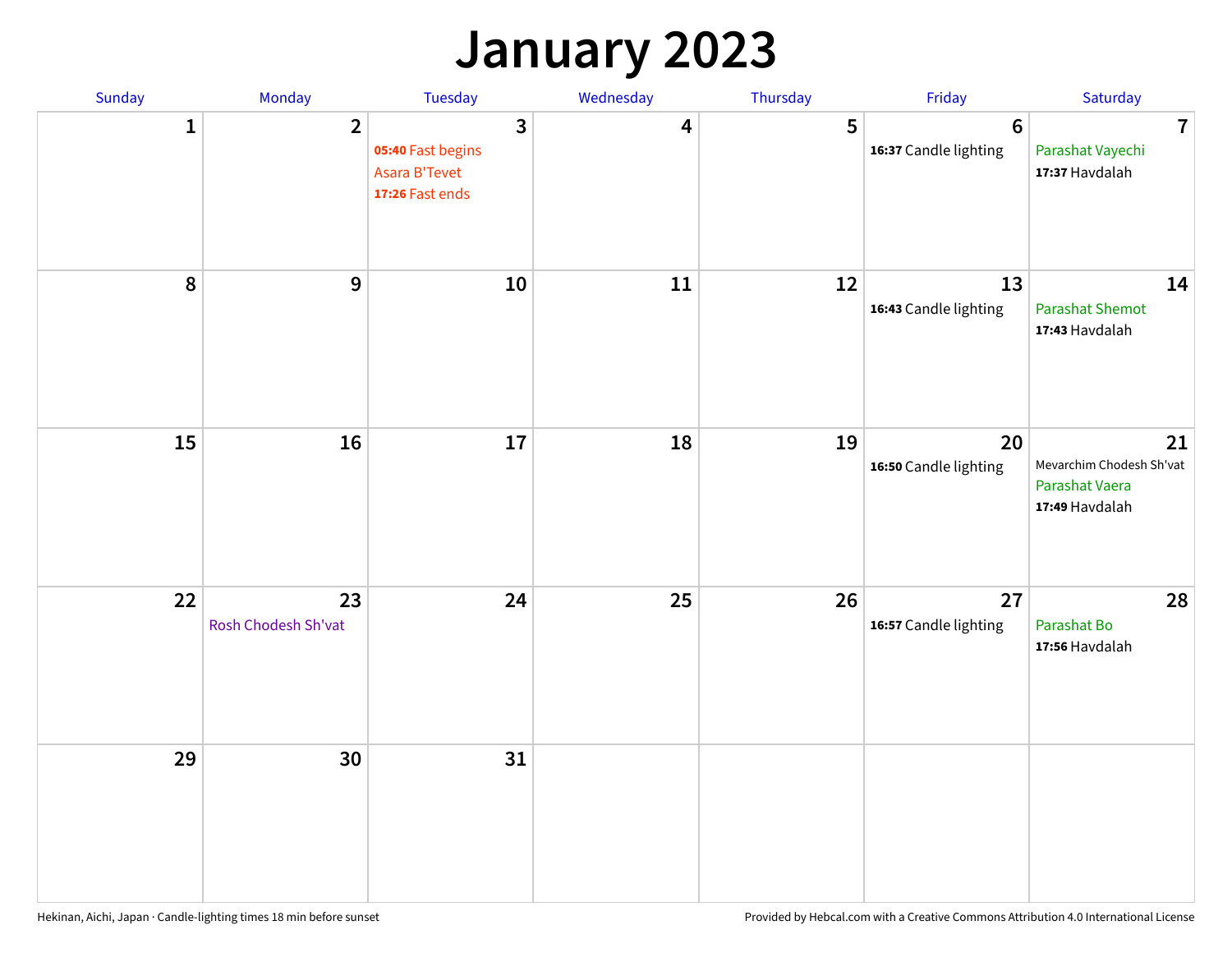# January 2023

| Sunday | Monday | Tuesday | Wednesday | Thursday | Friday | Saturday |
|---|---|---|---|---|---|---|
| 1 | 2 | 3<br>**05:40** Fast begins<br>Asara B'Tevet<br>**17:26** Fast ends | 4 | 5 | 6<br>**16:37** Candle lighting | 7<br>Parashat Vayechi<br>**17:37** Havdalah |
| 8 | 9 | 10 | 11 | 12 | 13<br>**16:43** Candle lighting | 14<br>Parashat Shemot<br>**17:43** Havdalah |
| 15 | 16 | 17 | 18 | 19 | 20<br>**16:50** Candle lighting | 21<br>Mevarchim Chodesh Sh'vat<br>Parashat Vaera<br>**17:49** Havdalah |
| 22 | 23<br>Rosh Chodesh Sh'vat | 24 | 25 | 26 | 27<br>**16:57** Candle lighting | 28<br>Parashat Bo<br>**17:56** Havdalah |
| 29 | 30 | 31 | | | | |

Hekinan, Aichi, Japan · Candle-lighting times 18 min before sunset

Provided by Hebcal.com with a Creative Commons Attribution 4.0 International License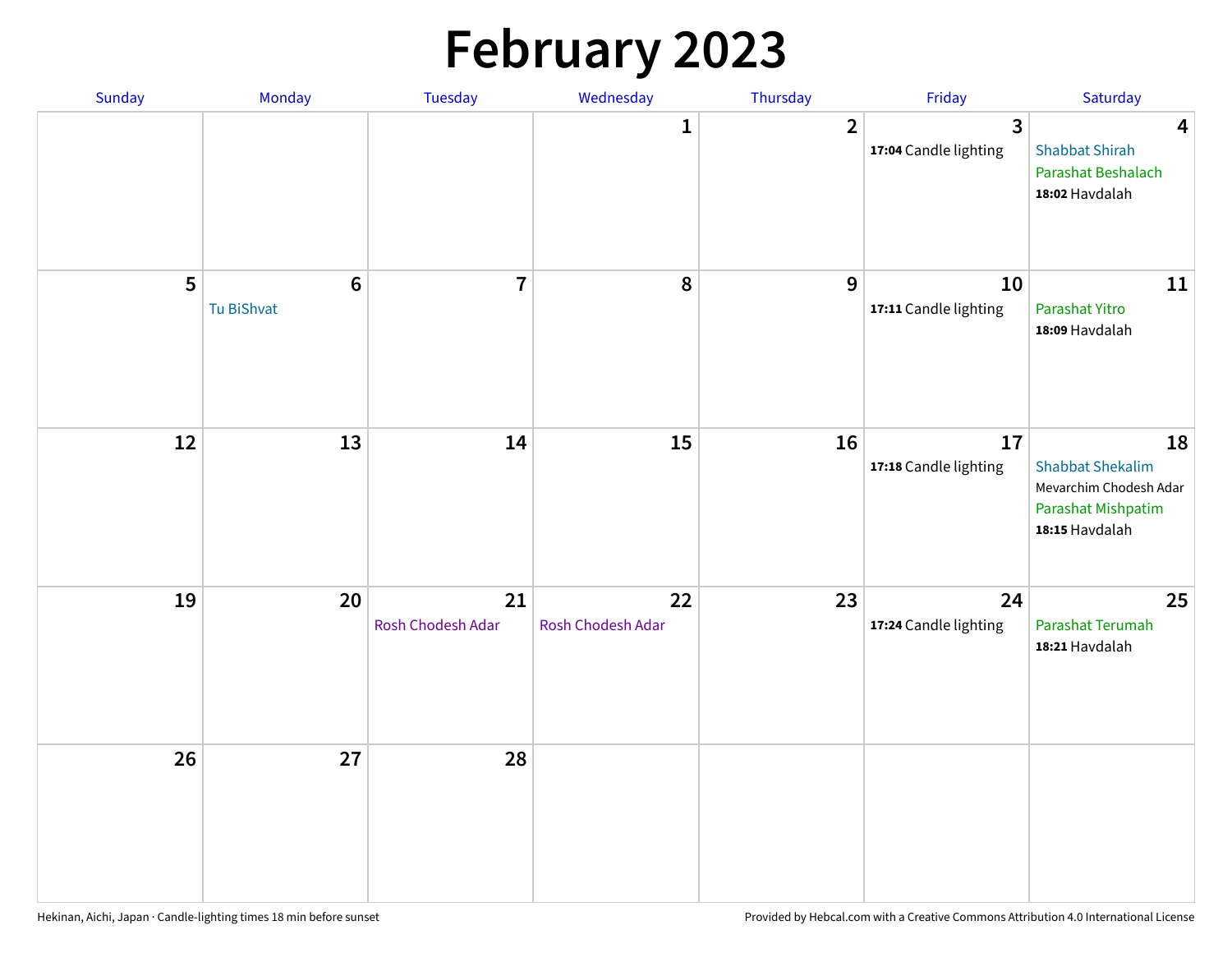# February 2023

| Sunday | Monday | Tuesday | Wednesday | Thursday | Friday | Saturday |
|---|---|---|---|---|---|---|
| | | | 1 | 2 | 3<br>**17:04** Candle lighting | 4<br>Shabbat Shirah<br>Parashat Beshalach<br>**18:02** Havdalah |
| 5 | 6<br>Tu BiShvat | 7 | 8 | 9 | 10<br>**17:11** Candle lighting | 11<br>Parashat Yitro<br>**18:09** Havdalah |
| 12 | 13 | 14 | 15 | 16 | 17<br>**17:18** Candle lighting | 18<br>Shabbat Shekalim<br>Mevarchim Chodesh Adar<br>Parashat Mishpatim<br>**18:15** Havdalah |
| 19 | 20 | 21<br>Rosh Chodesh Adar | 22<br>Rosh Chodesh Adar | 23 | 24<br>**17:24** Candle lighting | 25<br>Parashat Terumah<br>**18:21** Havdalah |
| 26 | 27 | 28 | | | | |

Hekinan, Aichi, Japan · Candle-lighting times 18 min before sunset

Provided by Hebcal.com with a Creative Commons Attribution 4.0 International License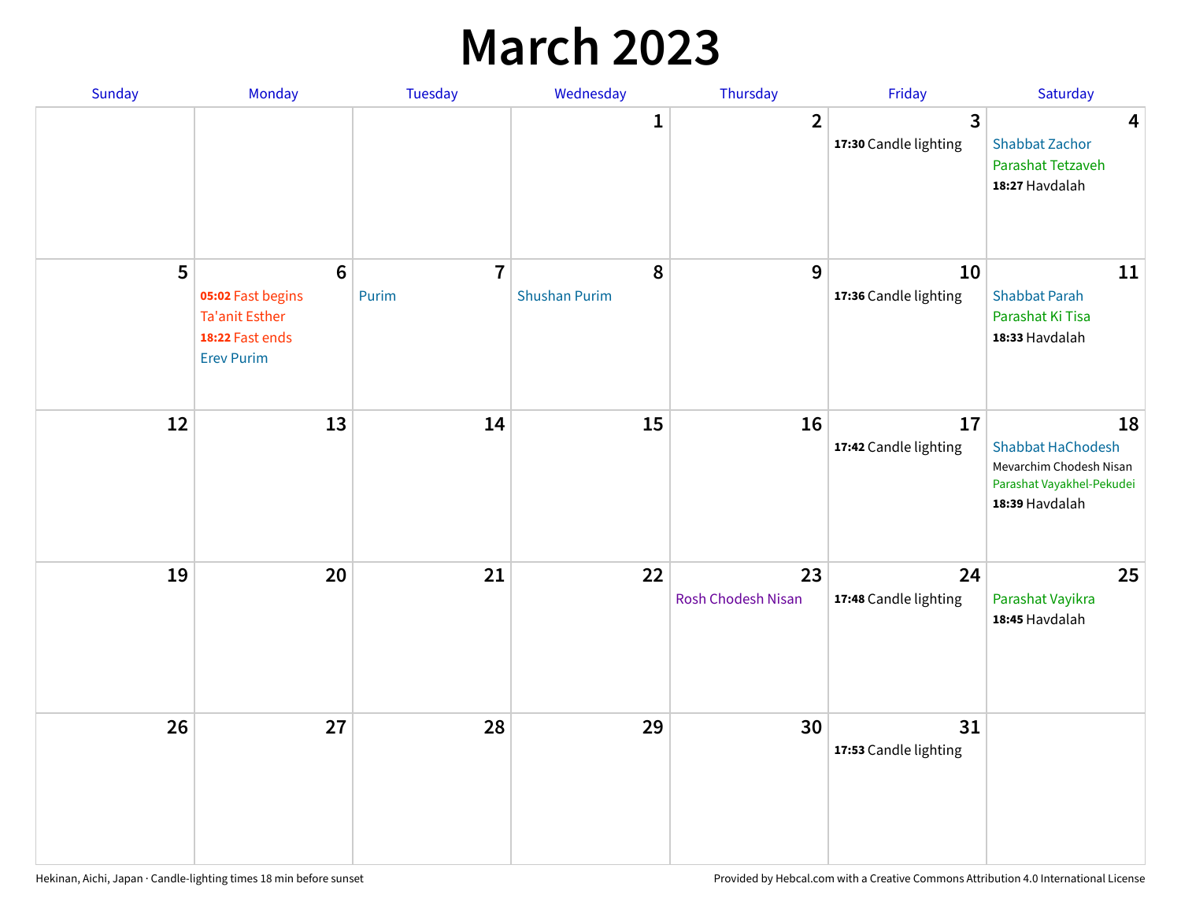# March 2023

| Sunday | Monday | Tuesday | Wednesday | Thursday | Friday | Saturday |
|---|---|---|---|---|---|---|
| | | | 1 | 2 | 3<br>**17:30** Candle lighting | 4<br>Shabbat Zachor<br>Parashat Tetzaveh<br>**18:27** Havdalah |
| 5 | 6<br>**05:02** Fast begins<br>Ta'anit Esther<br>**18:22** Fast ends<br>Erev Purim | 7<br>Purim | 8<br>Shushan Purim | 9 | 10<br>**17:36** Candle lighting | 11<br>Shabbat Parah<br>Parashat Ki Tisa<br>**18:33** Havdalah |
| 12 | 13 | 14 | 15 | 16 | 17<br>**17:42** Candle lighting | 18<br>Shabbat HaChodesh<br>Mevarchim Chodesh Nisan<br>Parashat Vayakhel-Pekudei<br>**18:39** Havdalah |
| 19 | 20 | 21 | 22 | 23<br>Rosh Chodesh Nisan | 24<br>**17:48** Candle lighting | 25<br>Parashat Vayikra<br>**18:45** Havdalah |
| 26 | 27 | 28 | 29 | 30 | 31<br>**17:53** Candle lighting | |

Hekinan, Aichi, Japan · Candle-lighting times 18 min before sunset

Provided by Hebcal.com with a Creative Commons Attribution 4.0 International License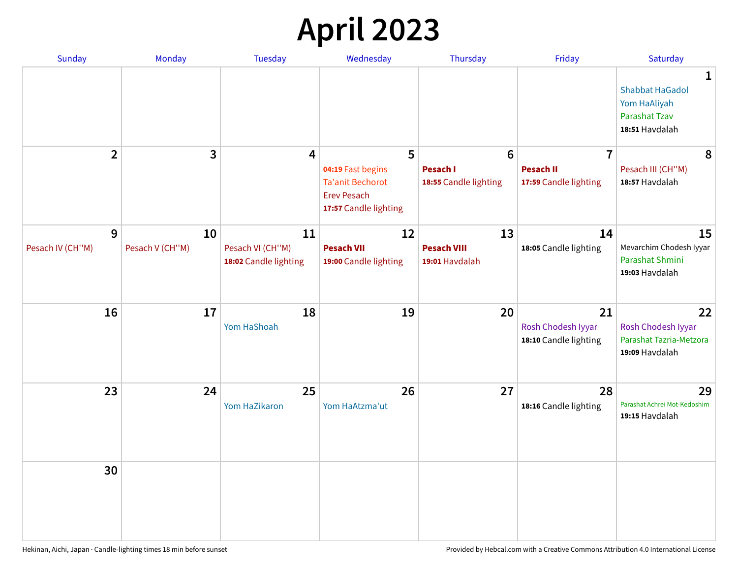# April 2023

| Sunday | Monday | Tuesday | Wednesday | Thursday | Friday | Saturday |
|---|---|---|---|---|---|---|
| | | | | | | **1**<br>Shabbat HaGadol<br>Yom HaAliyah<br>Parashat Tzav<br>**18:51** Havdalah |
| **2** | **3** | **4** | **5**<br>**04:19** Fast begins<br>Ta'anit Bechorot<br>Erev Pesach<br>**17:57** Candle lighting | **6**<br>**Pesach I**<br>**18:55** Candle lighting | **7**<br>**Pesach II**<br>**17:59** Candle lighting | **8**<br>Pesach III (CH''M)<br>**18:57** Havdalah |
| **9**<br>Pesach IV (CH''M) | **10**<br>Pesach V (CH''M) | **11**<br>Pesach VI (CH''M)<br>**18:02** Candle lighting | **12**<br>**Pesach VII**<br>**19:00** Candle lighting | **13**<br>**Pesach VIII**<br>**19:01** Havdalah | **14**<br>**18:05** Candle lighting | **15**<br>Mevarchim Chodesh Iyyar<br>Parashat Shmini<br>**19:03** Havdalah |
| **16** | **17** | **18**<br>Yom HaShoah | **19** | **20** | **21**<br>Rosh Chodesh Iyyar<br>**18:10** Candle lighting | **22**<br>Rosh Chodesh Iyyar<br>Parashat Tazria-Metzora<br>**19:09** Havdalah |
| **23** | **24** | **25**<br>Yom HaZikaron | **26**<br>Yom HaAtzma'ut | **27** | **28**<br>**18:16** Candle lighting | **29**<br>Parashat Achrei Mot-Kedoshim<br>**19:15** Havdalah |
| **30** | | | | | | |

Hekinan, Aichi, Japan · Candle-lighting times 18 min before sunset

Provided by Hebcal.com with a Creative Commons Attribution 4.0 International License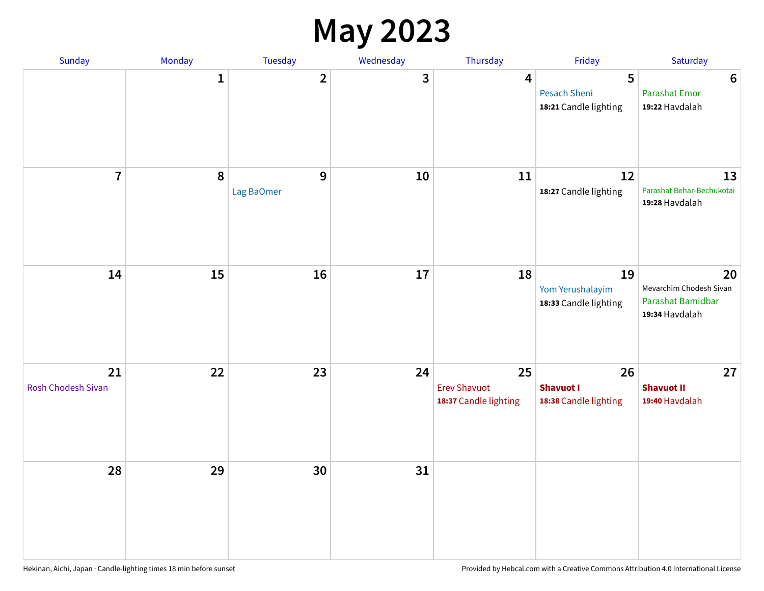# May 2023

| Sunday | Monday | Tuesday | Wednesday | Thursday | Friday | Saturday |
|---|---|---|---|---|---|---|
| | 1 | 2 | 3 | 4 | 5<br>Pesach Sheni<br>**18:21** Candle lighting | 6<br>Parashat Emor<br>**19:22** Havdalah |
| 7 | 8 | 9<br>Lag BaOmer | 10 | 11 | 12<br>**18:27** Candle lighting | 13<br>Parashat Behar-Bechukotai<br>**19:28** Havdalah |
| 14 | 15 | 16 | 17 | 18 | 19<br>Yom Yerushalayim<br>**18:33** Candle lighting | 20<br>Mevarchim Chodesh Sivan<br>Parashat Bamidbar<br>**19:34** Havdalah |
| 21<br>Rosh Chodesh Sivan | 22 | 23 | 24 | 25<br>Erev Shavuot<br>**18:37** Candle lighting | 26<br>**Shavuot I**<br>**18:38** Candle lighting | 27<br>**Shavuot II**<br>**19:40** Havdalah |
| 28 | 29 | 30 | 31 | | | |

Hekinan, Aichi, Japan · Candle-lighting times 18 min before sunset

Provided by Hebcal.com with a Creative Commons Attribution 4.0 International License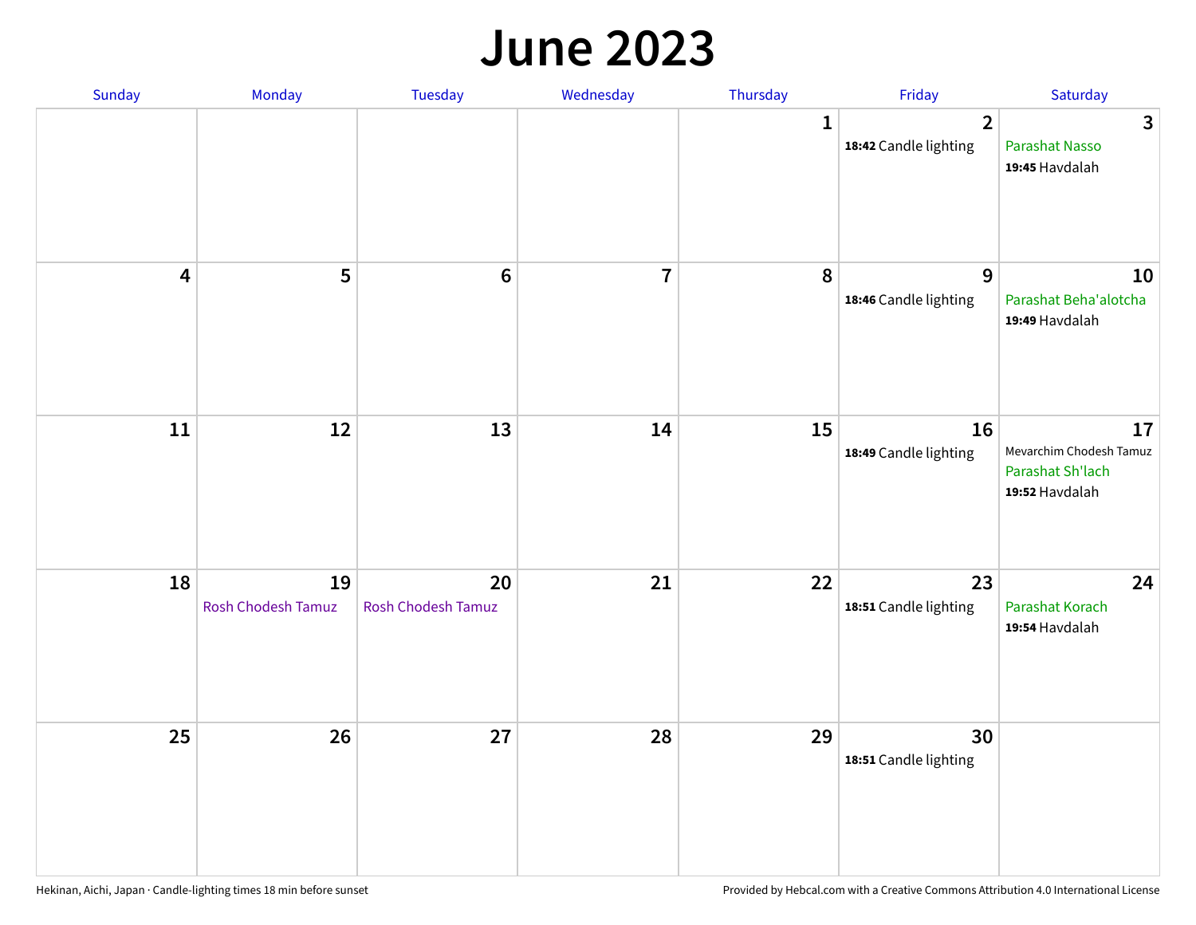# June 2023

| Sunday | Monday | Tuesday | Wednesday | Thursday | Friday | Saturday |
|---|---|---|---|---|---|---|
| | | | | 1 | 2<br>**18:42** Candle lighting | 3<br>Parashat Nasso<br>**19:45** Havdalah |
| 4 | 5 | 6 | 7 | 8 | 9<br>**18:46** Candle lighting | 10<br>Parashat Beha'alotcha<br>**19:49** Havdalah |
| 11 | 12 | 13 | 14 | 15 | 16<br>**18:49** Candle lighting | 17<br>Mevarchim Chodesh Tamuz<br>Parashat Sh'lach<br>**19:52** Havdalah |
| 18 | 19<br>Rosh Chodesh Tamuz | 20<br>Rosh Chodesh Tamuz | 21 | 22 | 23<br>**18:51** Candle lighting | 24<br>Parashat Korach<br>**19:54** Havdalah |
| 25 | 26 | 27 | 28 | 29 | 30<br>**18:51** Candle lighting | |

Hekinan, Aichi, Japan · Candle-lighting times 18 min before sunset

Provided by Hebcal.com with a Creative Commons Attribution 4.0 International License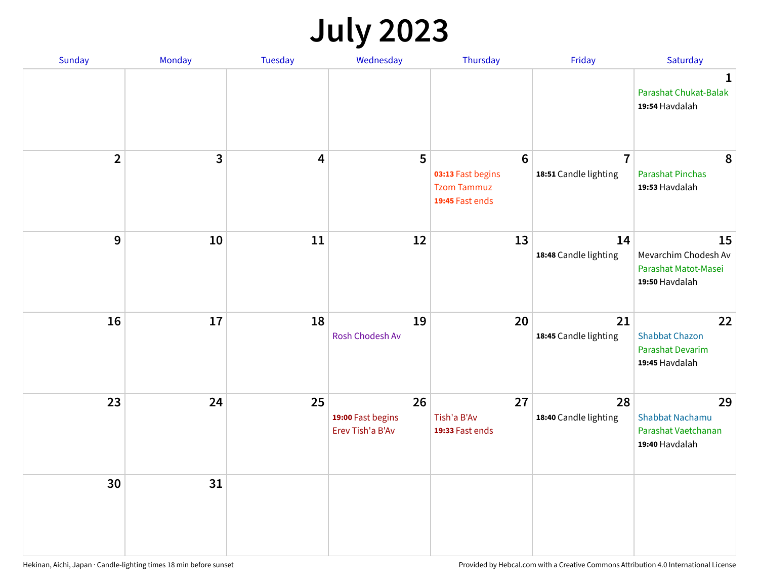# July 2023

| Sunday | Monday | Tuesday | Wednesday | Thursday | Friday | Saturday |
|---|---|---|---|---|---|---|
| | | | | | | 1<br>Parashat Chukat-Balak<br>**19:54** Havdalah |
| 2 | 3 | 4 | 5 | 6<br>**03:13** Fast begins<br>Tzom Tammuz<br>**19:45** Fast ends | 7<br>**18:51** Candle lighting | 8<br>Parashat Pinchas<br>**19:53** Havdalah |
| 9 | 10 | 11 | 12 | 13 | 14<br>**18:48** Candle lighting | 15<br>Mevarchim Chodesh Av<br>Parashat Matot-Masei<br>**19:50** Havdalah |
| 16 | 17 | 18 | 19<br>Rosh Chodesh Av | 20 | 21<br>**18:45** Candle lighting | 22<br>Shabbat Chazon<br>Parashat Devarim<br>**19:45** Havdalah |
| 23 | 24 | 25 | 26<br>**19:00** Fast begins<br>Erev Tish'a B'Av | 27<br>Tish'a B'Av<br>**19:33** Fast ends | 28<br>**18:40** Candle lighting | 29<br>Shabbat Nachamu<br>Parashat Vaetchanan<br>**19:40** Havdalah |
| 30 | 31 | | | | | |

Hekinan, Aichi, Japan · Candle-lighting times 18 min before sunset

Provided by Hebcal.com with a Creative Commons Attribution 4.0 International License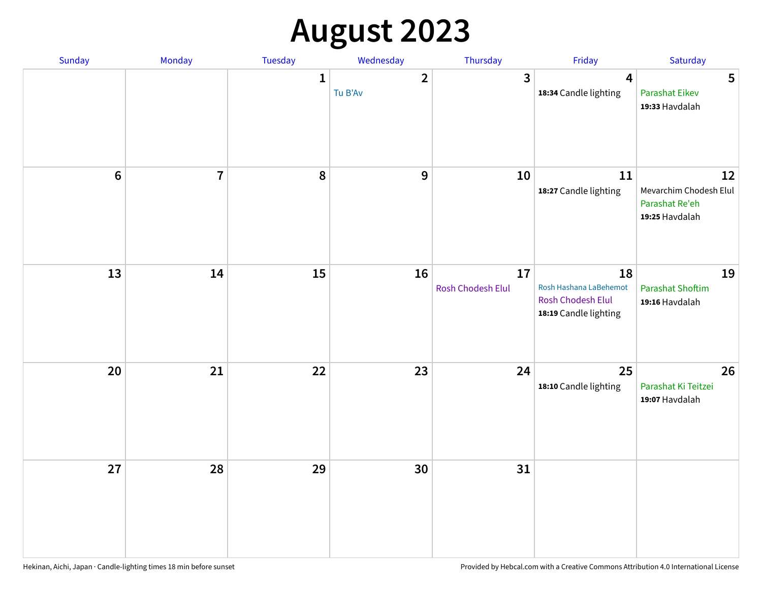# August 2023

| Sunday | Monday | Tuesday | Wednesday | Thursday | Friday | Saturday |
| --- | --- | --- | --- | --- | --- | --- |
| | | 1 | 2<br>Tu B'Av | 3 | 4<br>**18:34** Candle lighting | 5<br>Parashat Eikev<br>**19:33** Havdalah |
| 6 | 7 | 8 | 9 | 10 | 11<br>**18:27** Candle lighting | 12<br>Mevarchim Chodesh Elul<br>Parashat Re'eh<br>**19:25** Havdalah |
| 13 | 14 | 15 | 16 | 17<br>Rosh Chodesh Elul | 18<br>Rosh Hashana LaBehemot<br>Rosh Chodesh Elul<br>**18:19** Candle lighting | 19<br>Parashat Shoftim<br>**19:16** Havdalah |
| 20 | 21 | 22 | 23 | 24 | 25<br>**18:10** Candle lighting | 26<br>Parashat Ki Teitzei<br>**19:07** Havdalah |
| 27 | 28 | 29 | 30 | 31 | | |

Hekinan, Aichi, Japan · Candle-lighting times 18 min before sunset

Provided by Hebcal.com with a Creative Commons Attribution 4.0 International License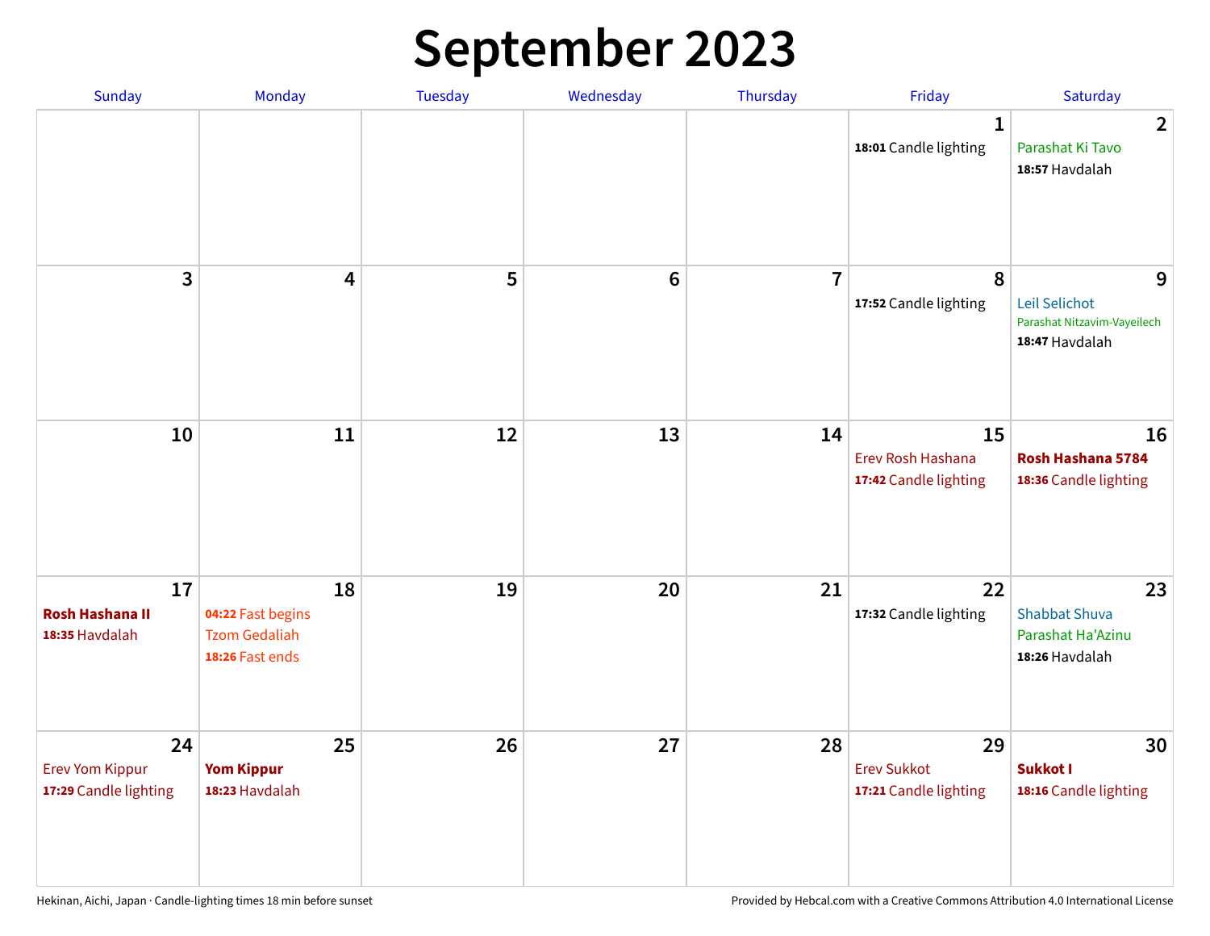# September 2023

| Sunday | Monday | Tuesday | Wednesday | Thursday | Friday | Saturday |
|---|---|---|---|---|---|---|
| | | | | | **1**<br>**18:01** Candle lighting | **2**<br>Parashat Ki Tavo<br>**18:57** Havdalah |
| **3** | **4** | **5** | **6** | **7** | **8**<br>**17:52** Candle lighting | **9**<br>Leil Selichot<br>Parashat Nitzavim-Vayeilech<br>**18:47** Havdalah |
| **10** | **11** | **12** | **13** | **14** | **15**<br>Erev Rosh Hashana<br>**17:42** Candle lighting | **16**<br>**Rosh Hashana 5784**<br>**18:36** Candle lighting |
| **17**<br>**Rosh Hashana II**<br>**18:35** Havdalah | **18**<br>**04:22** Fast begins<br>Tzom Gedaliah<br>**18:26** Fast ends | **19** | **20** | **21** | **22**<br>**17:32** Candle lighting | **23**<br>Shabbat Shuva<br>Parashat Ha'Azinu<br>**18:26** Havdalah |
| **24**<br>Erev Yom Kippur<br>**17:29** Candle lighting | **25**<br>**Yom Kippur**<br>**18:23** Havdalah | **26** | **27** | **28** | **29**<br>Erev Sukkot<br>**17:21** Candle lighting | **30**<br>**Sukkot I**<br>**18:16** Candle lighting |

Hekinan, Aichi, Japan · Candle-lighting times 18 min before sunset

Provided by Hebcal.com with a Creative Commons Attribution 4.0 International License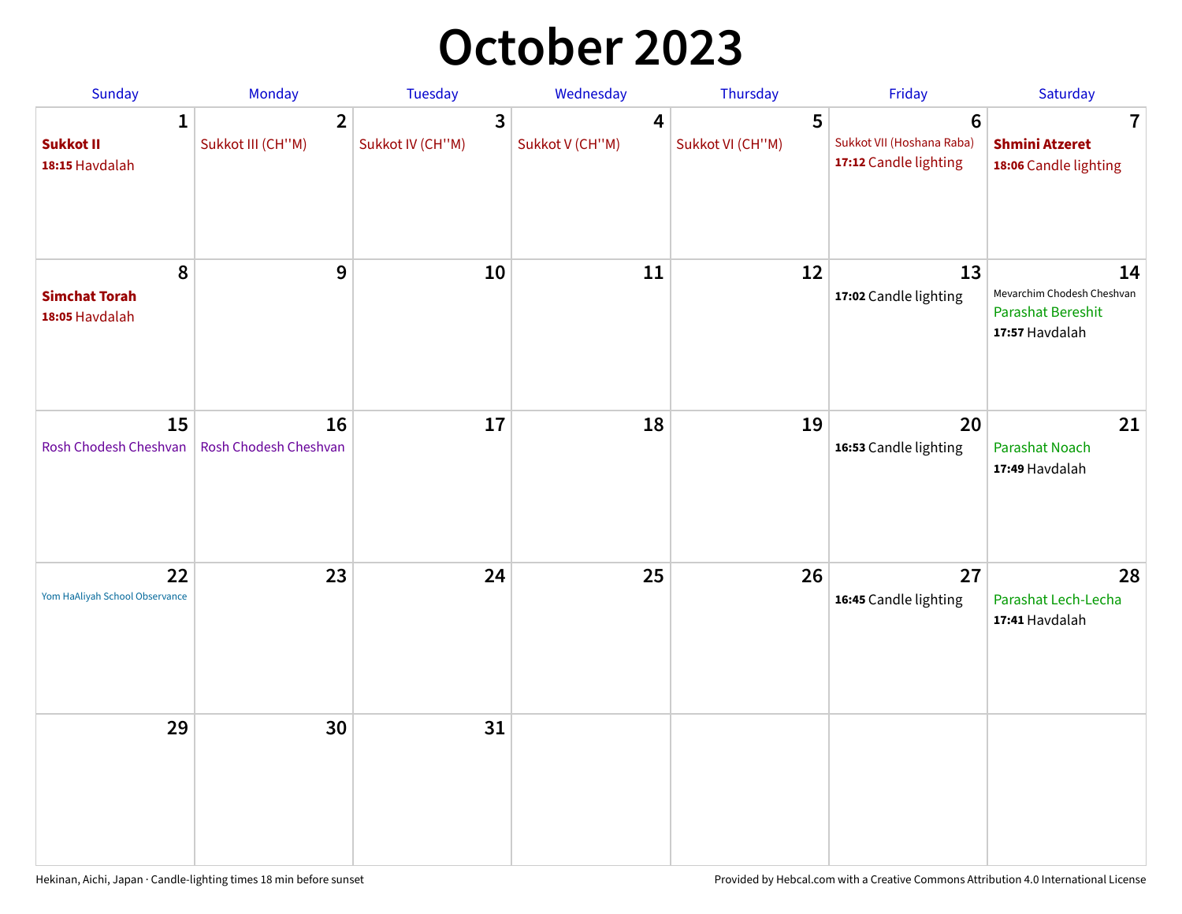# October 2023

| Sunday | Monday | Tuesday | Wednesday | Thursday | Friday | Saturday |
|---|---|---|---|---|---|---|
| **1** **Sukkot II** **18:15** Havdalah | **2** Sukkot III (CH''M) | **3** Sukkot IV (CH''M) | **4** Sukkot V (CH''M) | **5** Sukkot VI (CH''M) | **6** Sukkot VII (Hoshana Raba) **17:12** Candle lighting | **7** **Shmini Atzeret** **18:06** Candle lighting |
| **8** **Simchat Torah** **18:05** Havdalah | **9** | **10** | **11** | **12** | **13** **17:02** Candle lighting | **14** Mevarchim Chodesh Cheshvan Parashat Bereshit **17:57** Havdalah |
| **15** Rosh Chodesh Cheshvan | **16** Rosh Chodesh Cheshvan | **17** | **18** | **19** | **20** **16:53** Candle lighting | **21** Parashat Noach **17:49** Havdalah |
| **22** Yom HaAliyah School Observance | **23** | **24** | **25** | **26** | **27** **16:45** Candle lighting | **28** Parashat Lech-Lecha **17:41** Havdalah |
| **29** | **30** | **31** | | | | |

Hekinan, Aichi, Japan · Candle-lighting times 18 min before sunset

Provided by Hebcal.com with a Creative Commons Attribution 4.0 International License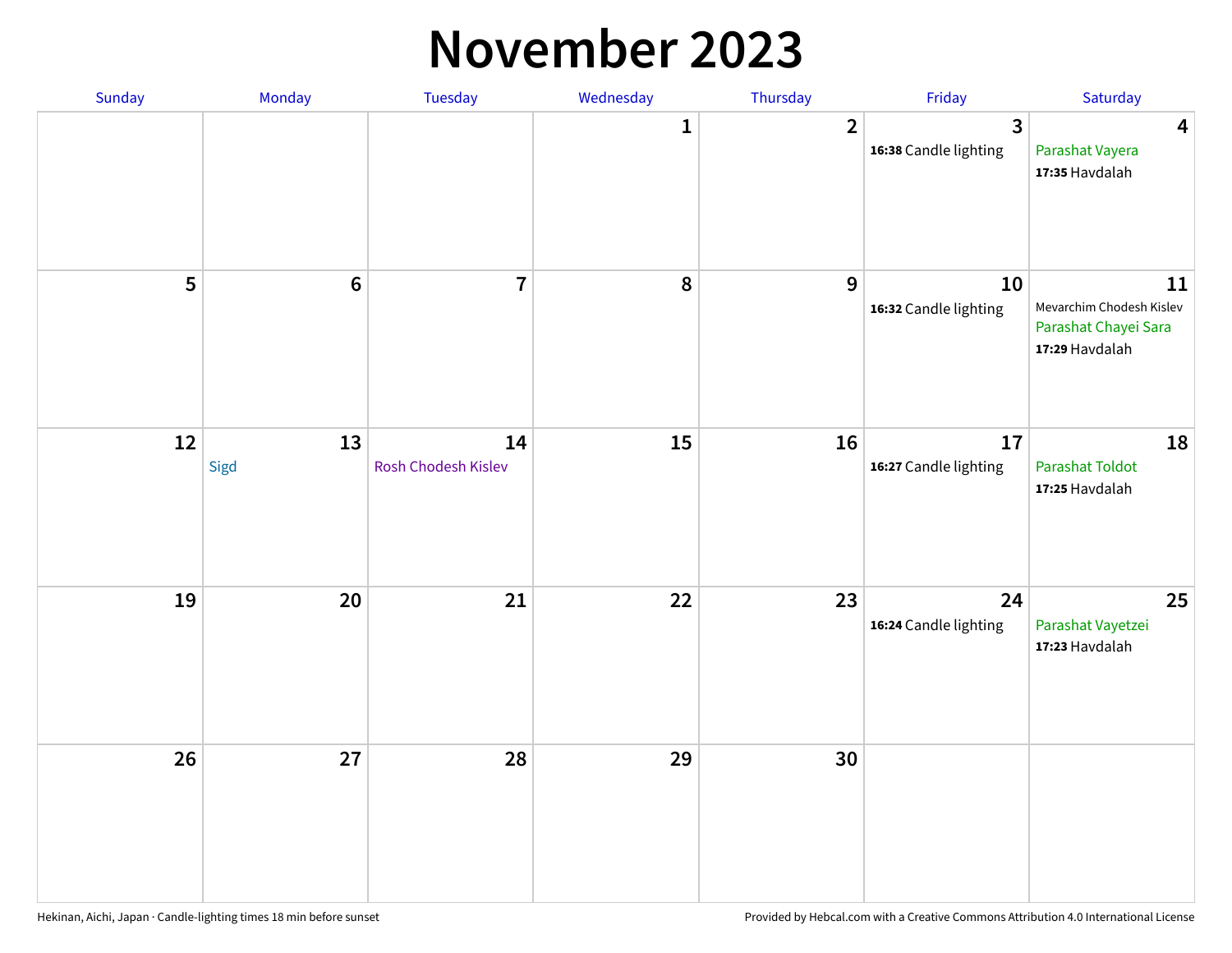# November 2023

| Sunday | Monday | Tuesday | Wednesday | Thursday | Friday | Saturday |
|---|---|---|---|---|---|---|
| | | | 1 | 2 | 3<br>**16:38** Candle lighting | 4<br>Parashat Vayera<br>**17:35** Havdalah |
| 5 | 6 | 7 | 8 | 9 | 10<br>**16:32** Candle lighting | 11<br>Mevarchim Chodesh Kislev<br>Parashat Chayei Sara<br>**17:29** Havdalah |
| 12 | 13<br>Sigd | 14<br>Rosh Chodesh Kislev | 15 | 16 | 17<br>**16:27** Candle lighting | 18<br>Parashat Toldot<br>**17:25** Havdalah |
| 19 | 20 | 21 | 22 | 23 | 24<br>**16:24** Candle lighting | 25<br>Parashat Vayetzei<br>**17:23** Havdalah |
| 26 | 27 | 28 | 29 | 30 | | |

Hekinan, Aichi, Japan · Candle-lighting times 18 min before sunset

Provided by Hebcal.com with a Creative Commons Attribution 4.0 International License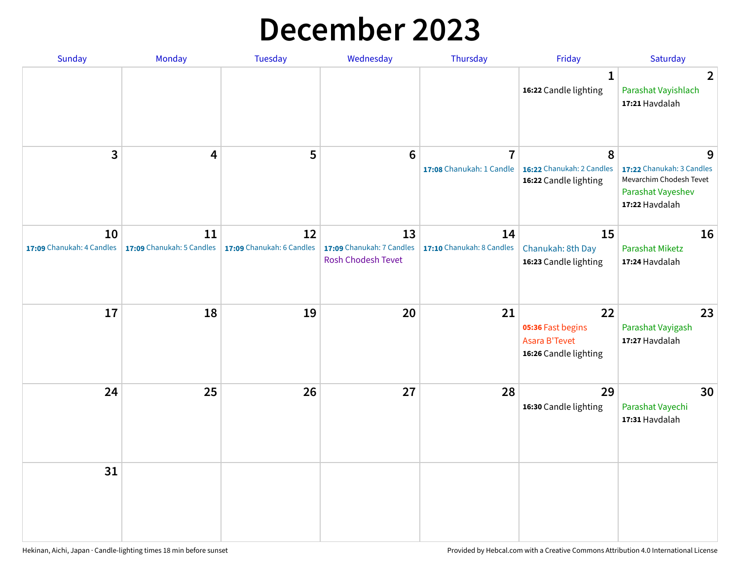# December 2023

| Sunday | Monday | Tuesday | Wednesday | Thursday | Friday | Saturday |
|---|---|---|---|---|---|---|
| | | | | | 1<br>**16:22** Candle lighting | 2<br>Parashat Vayishlach<br>**17:21** Havdalah |
| 3 | 4 | 5 | 6 | 7<br>**17:08** Chanukah: 1 Candle | 8<br>**16:22** Chanukah: 2 Candles<br>**16:22** Candle lighting | 9<br>**17:22** Chanukah: 3 Candles<br>Mevarchim Chodesh Tevet<br>Parashat Vayeshev<br>**17:22** Havdalah |
| 10<br>**17:09** Chanukah: 4 Candles | 11<br>**17:09** Chanukah: 5 Candles | 12<br>**17:09** Chanukah: 6 Candles | 13<br>**17:09** Chanukah: 7 Candles<br>Rosh Chodesh Tevet | 14<br>**17:10** Chanukah: 8 Candles | 15<br>Chanukah: 8th Day<br>**16:23** Candle lighting | 16<br>Parashat Miketz<br>**17:24** Havdalah |
| 17 | 18 | 19 | 20 | 21 | 22<br>**05:36** Fast begins<br>Asara B'Tevet<br>**16:26** Candle lighting | 23<br>Parashat Vayigash<br>**17:27** Havdalah |
| 24 | 25 | 26 | 27 | 28 | 29<br>**16:30** Candle lighting | 30<br>Parashat Vayechi<br>**17:31** Havdalah |
| 31 | | | | | | |

Hekinan, Aichi, Japan · Candle-lighting times 18 min before sunset

Provided by Hebcal.com with a Creative Commons Attribution 4.0 International License